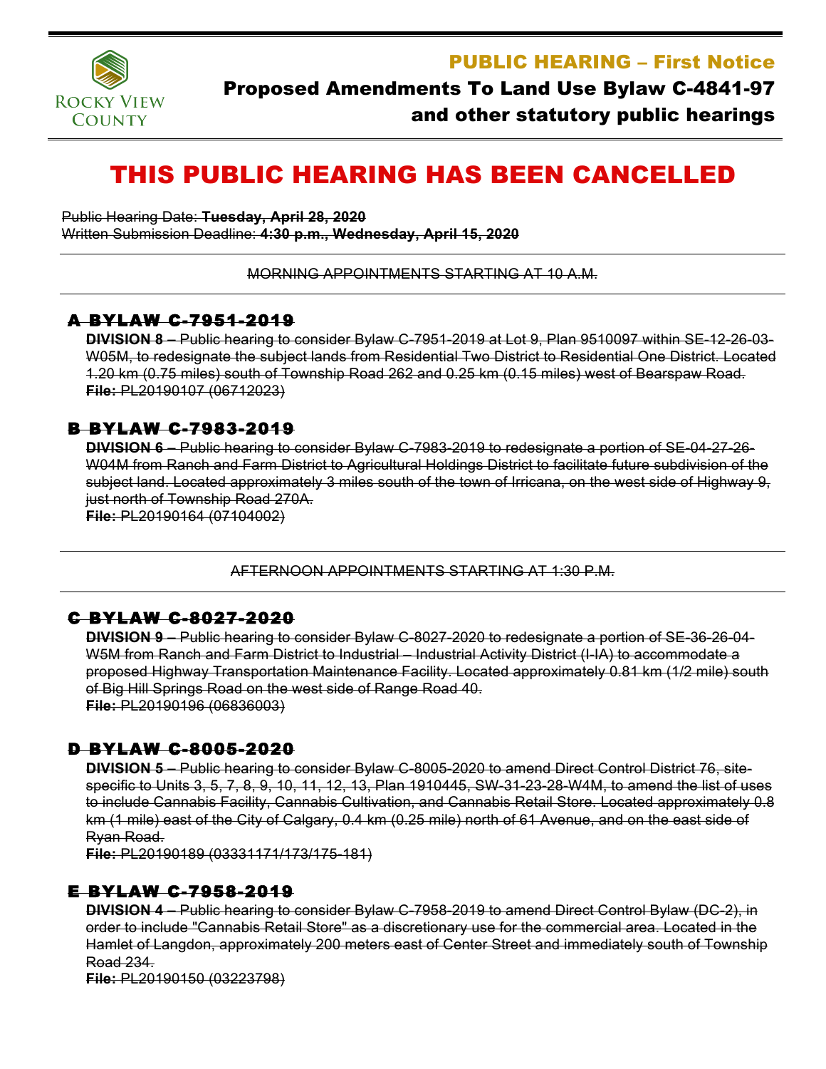Rocky View County

## PUBLIC HEARING – First Notice

## Proposed Amendments To Land Use Bylaw C-4841-97 and other statutory public hearings

# THIS PUBLIC HEARING HAS BEEN CANCELLED

~~Public Hearing Date: **Tuesday, April 28, 2020**~~
~~Written Submission Deadline: **4:30 p.m., Wednesday, April 15, 2020**~~

~~MORNING APPOINTMENTS STARTING AT 10 A.M.~~

### ~~A BYLAW C-7951-2019~~

~~**DIVISION 8 –** Public hearing to consider Bylaw C-7951-2019 at Lot 9, Plan 9510097 within SE-12-26-03-W05M, to redesignate the subject lands from Residential Two District to Residential One District. Located 1.20 km (0.75 miles) south of Township Road 262 and 0.25 km (0.15 miles) west of Bearspaw Road.~~
~~**File:** PL20190107 (06712023)~~

### ~~B BYLAW C-7983-2019~~

~~**DIVISION 6 –** Public hearing to consider Bylaw C-7983-2019 to redesignate a portion of SE-04-27-26-W04M from Ranch and Farm District to Agricultural Holdings District to facilitate future subdivision of the subject land. Located approximately 3 miles south of the town of Irricana, on the west side of Highway 9, just north of Township Road 270A.~~
~~**File:** PL20190164 (07104002)~~

~~AFTERNOON APPOINTMENTS STARTING AT 1:30 P.M.~~

### ~~C BYLAW C-8027-2020~~

~~**DIVISION 9 –** Public hearing to consider Bylaw C-8027-2020 to redesignate a portion of SE-36-26-04-W5M from Ranch and Farm District to Industrial – Industrial Activity District (I-IA) to accommodate a proposed Highway Transportation Maintenance Facility. Located approximately 0.81 km (1/2 mile) south of Big Hill Springs Road on the west side of Range Road 40.~~
~~**File:** PL20190196 (06836003)~~

### ~~D BYLAW C-8005-2020~~

~~**DIVISION 5 –** Public hearing to consider Bylaw C-8005-2020 to amend Direct Control District 76, site-specific to Units 3, 5, 7, 8, 9, 10, 11, 12, 13, Plan 1910445, SW-31-23-28-W4M, to amend the list of uses to include Cannabis Facility, Cannabis Cultivation, and Cannabis Retail Store. Located approximately 0.8 km (1 mile) east of the City of Calgary, 0.4 km (0.25 mile) north of 61 Avenue, and on the east side of Ryan Road.~~
~~**File:** PL20190189 (03331171/173/175-181)~~

### ~~E BYLAW C-7958-2019~~

~~**DIVISION 4 –** Public hearing to consider Bylaw C-7958-2019 to amend Direct Control Bylaw (DC-2), in order to include "Cannabis Retail Store" as a discretionary use for the commercial area. Located in the Hamlet of Langdon, approximately 200 meters east of Center Street and immediately south of Township Road 234.~~
~~**File:** PL20190150 (03223798)~~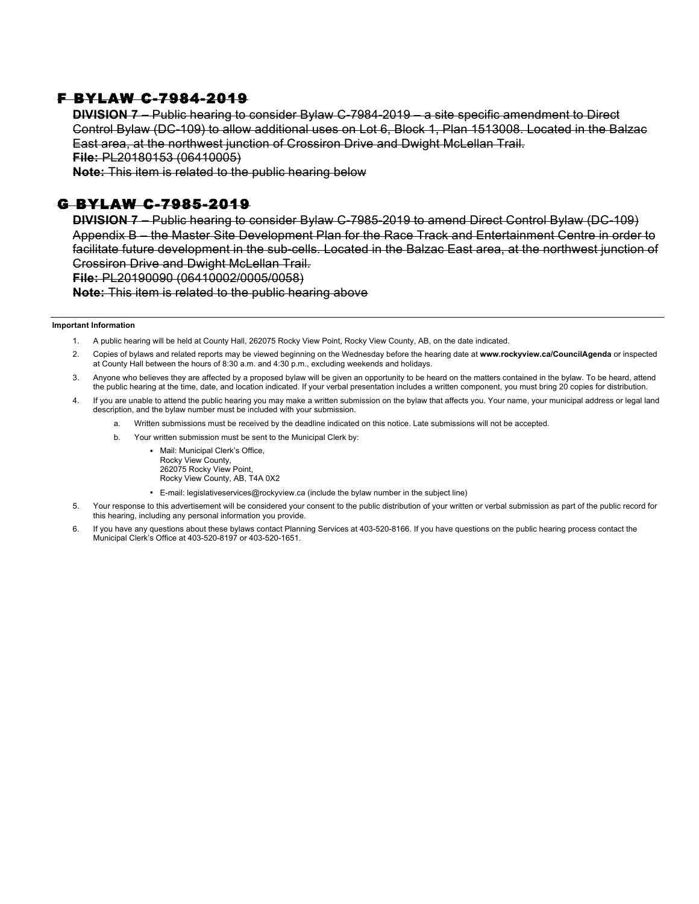## ~~F BYLAW C-7984-2019~~

~~**DIVISION 7** – Public hearing to consider Bylaw C-7984-2019 – a site specific amendment to Direct Control Bylaw (DC-109) to allow additional uses on Lot 6, Block 1, Plan 1513008. Located in the Balzac East area, at the northwest junction of Crossiron Drive and Dwight McLellan Trail.~~

~~**File:** PL20180153 (06410005)~~

~~**Note:** This item is related to the public hearing below~~

## ~~G BYLAW C-7985-2019~~

~~**DIVISION 7** – Public hearing to consider Bylaw C-7985-2019 to amend Direct Control Bylaw (DC-109) Appendix B – the Master Site Development Plan for the Race Track and Entertainment Centre in order to facilitate future development in the sub-cells. Located in the Balzac East area, at the northwest junction of Crossiron Drive and Dwight McLellan Trail.~~

~~**File:** PL20190090 (06410002/0005/0058)~~

~~**Note:** This item is related to the public hearing above~~

---

**Important Information**

1. A public hearing will be held at County Hall, 262075 Rocky View Point, Rocky View County, AB, on the date indicated.
2. Copies of bylaws and related reports may be viewed beginning on the Wednesday before the hearing date at **www.rockyview.ca/CouncilAgenda** or inspected at County Hall between the hours of 8:30 a.m. and 4:30 p.m., excluding weekends and holidays.
3. Anyone who believes they are affected by a proposed bylaw will be given an opportunity to be heard on the matters contained in the bylaw. To be heard, attend the public hearing at the time, date, and location indicated. If your verbal presentation includes a written component, you must bring 20 copies for distribution.
4. If you are unable to attend the public hearing you may make a written submission on the bylaw that affects you. Your name, your municipal address or legal land description, and the bylaw number must be included with your submission.
   a. Written submissions must be received by the deadline indicated on this notice. Late submissions will not be accepted.
   b. Your written submission must be sent to the Municipal Clerk by:
      - Mail: Municipal Clerk's Office,
        Rocky View County,
        262075 Rocky View Point,
        Rocky View County, AB, T4A 0X2
      - E-mail: legislativeservices@rockyview.ca (include the bylaw number in the subject line)
5. Your response to this advertisement will be considered your consent to the public distribution of your written or verbal submission as part of the public record for this hearing, including any personal information you provide.
6. If you have any questions about these bylaws contact Planning Services at 403-520-8166. If you have questions on the public hearing process contact the Municipal Clerk's Office at 403-520-8197 or 403-520-1651.